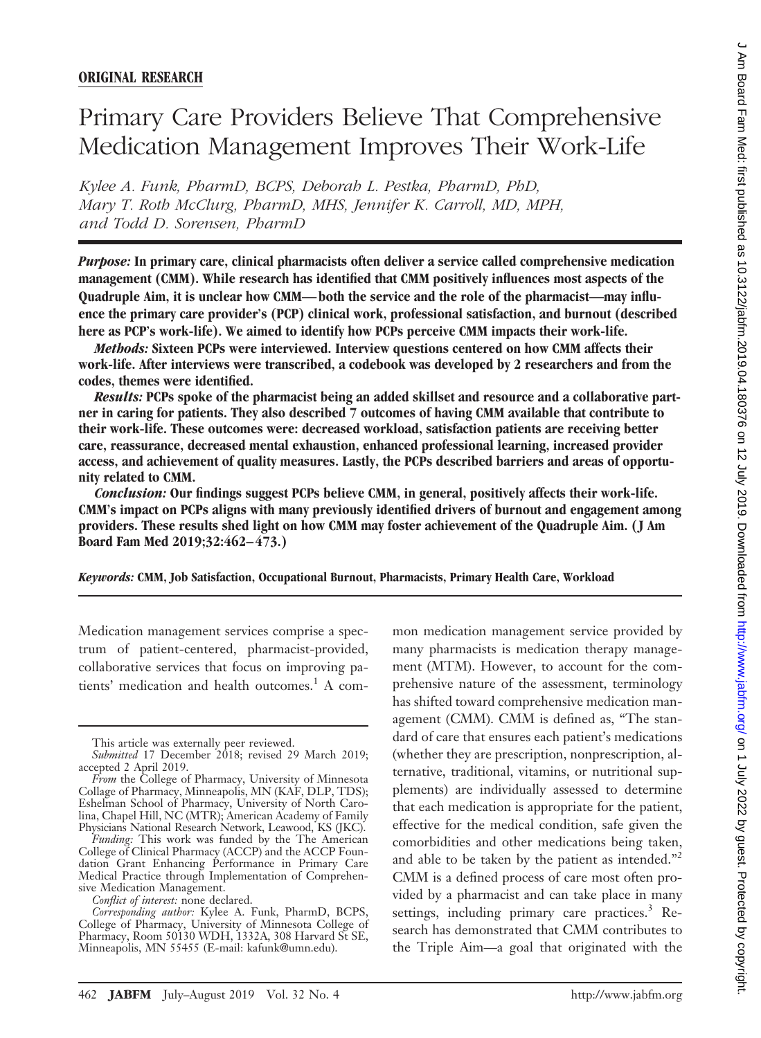**ORIGINAL RESEARCH**

# Primary Care Providers Believe That Comprehensive Medication Management Improves Their Work-Life

*Kylee A. Funk, PharmD, BCPS, Deborah L. Pestka, PharmD, PhD, Mary T. Roth McClurg, PharmD, MHS, Jennifer K. Carroll, MD, MPH, and Todd D. Sorensen, PharmD*

***Purpose:*** **In primary care, clinical pharmacists often deliver a service called comprehensive medication management (CMM). While research has identified that CMM positively influences most aspects of the Quadruple Aim, it is unclear how CMM—both the service and the role of the pharmacist—may influence the primary care provider's (PCP) clinical work, professional satisfaction, and burnout (described here as PCP's work-life). We aimed to identify how PCPs perceive CMM impacts their work-life.**

***Methods:*** **Sixteen PCPs were interviewed. Interview questions centered on how CMM affects their work-life. After interviews were transcribed, a codebook was developed by 2 researchers and from the codes, themes were identified.**

***Results:*** **PCPs spoke of the pharmacist being an added skillset and resource and a collaborative partner in caring for patients. They also described 7 outcomes of having CMM available that contribute to their work-life. These outcomes were: decreased workload, satisfaction patients are receiving better care, reassurance, decreased mental exhaustion, enhanced professional learning, increased provider access, and achievement of quality measures. Lastly, the PCPs described barriers and areas of opportunity related to CMM.**

***Conclusion:*** **Our findings suggest PCPs believe CMM, in general, positively affects their work-life. CMM's impact on PCPs aligns with many previously identified drivers of burnout and engagement among providers. These results shed light on how CMM may foster achievement of the Quadruple Aim. (J Am Board Fam Med 2019;32:462–473.)**

***Keywords:*** **CMM, Job Satisfaction, Occupational Burnout, Pharmacists, Primary Health Care, Workload**

Medication management services comprise a spectrum of patient-centered, pharmacist-provided, collaborative services that focus on improving patients' medication and health outcomes.[1] A common medication management service provided by many pharmacists is medication therapy management (MTM). However, to account for the comprehensive nature of the assessment, terminology has shifted toward comprehensive medication management (CMM). CMM is defined as, "The standard of care that ensures each patient's medications (whether they are prescription, nonprescription, alternative, traditional, vitamins, or nutritional supplements) are individually assessed to determine that each medication is appropriate for the patient, effective for the medical condition, safe given the comorbidities and other medications being taken, and able to be taken by the patient as intended."[2] CMM is a defined process of care most often provided by a pharmacist and can take place in many settings, including primary care practices.[3] Research has demonstrated that CMM contributes to the Triple Aim—a goal that originated with the

This article was externally peer reviewed.

*Submitted* 17 December 2018; revised 29 March 2019; accepted 2 April 2019.

*From* the College of Pharmacy, University of Minnesota Collage of Pharmacy, Minneapolis, MN (KAF, DLP, TDS); Eshelman School of Pharmacy, University of North Carolina, Chapel Hill, NC (MTR); American Academy of Family Physicians National Research Network, Leawood, KS (JKC).

*Funding:* This work was funded by the The American College of Clinical Pharmacy (ACCP) and the ACCP Foundation Grant Enhancing Performance in Primary Care Medical Practice through Implementation of Comprehensive Medication Management.

*Conflict of interest:* none declared.

*Corresponding author:* Kylee A. Funk, PharmD, BCPS, College of Pharmacy, University of Minnesota College of Pharmacy, Room 50130 WDH, 1332A, 308 Harvard St SE, Minneapolis, MN 55455 (E-mail: kafunk@umn.edu).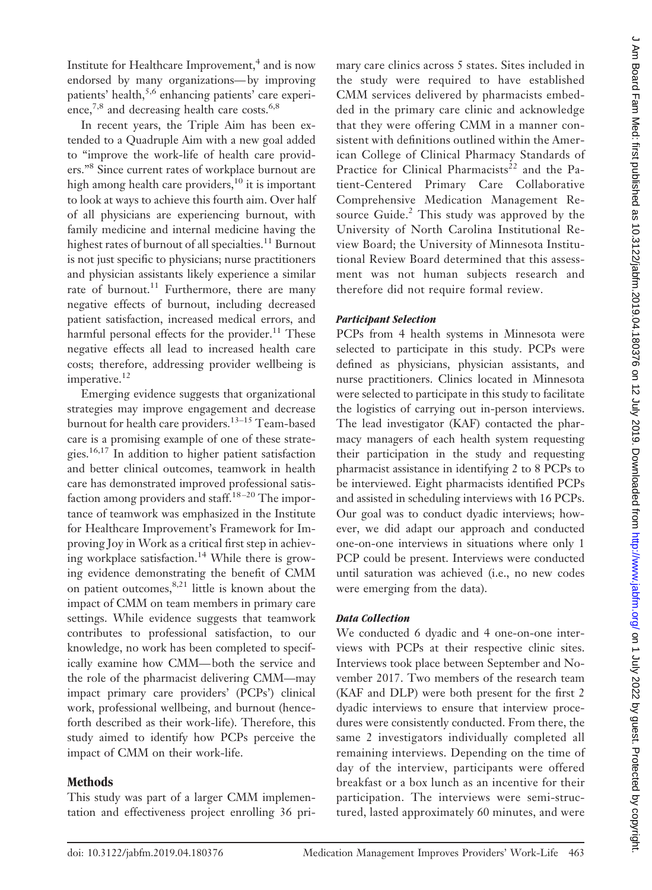Institute for Healthcare Improvement,[4] and is now endorsed by many organizations—by improving patients' health,[5,6] enhancing patients' care experience,[7,8] and decreasing health care costs.[6,8]

In recent years, the Triple Aim has been extended to a Quadruple Aim with a new goal added to "improve the work-life of health care providers."[8] Since current rates of workplace burnout are high among health care providers,[10] it is important to look at ways to achieve this fourth aim. Over half of all physicians are experiencing burnout, with family medicine and internal medicine having the highest rates of burnout of all specialties.[11] Burnout is not just specific to physicians; nurse practitioners and physician assistants likely experience a similar rate of burnout.[11] Furthermore, there are many negative effects of burnout, including decreased patient satisfaction, increased medical errors, and harmful personal effects for the provider.[11] These negative effects all lead to increased health care costs; therefore, addressing provider wellbeing is imperative.[12]

Emerging evidence suggests that organizational strategies may improve engagement and decrease burnout for health care providers.[13–15] Team-based care is a promising example of one of these strategies.[16,17] In addition to higher patient satisfaction and better clinical outcomes, teamwork in health care has demonstrated improved professional satisfaction among providers and staff.[18–20] The importance of teamwork was emphasized in the Institute for Healthcare Improvement's Framework for Improving Joy in Work as a critical first step in achieving workplace satisfaction.[14] While there is growing evidence demonstrating the benefit of CMM on patient outcomes,[8,21] little is known about the impact of CMM on team members in primary care settings. While evidence suggests that teamwork contributes to professional satisfaction, to our knowledge, no work has been completed to specifically examine how CMM—both the service and the role of the pharmacist delivering CMM—may impact primary care providers' (PCPs') clinical work, professional wellbeing, and burnout (henceforth described as their work-life). Therefore, this study aimed to identify how PCPs perceive the impact of CMM on their work-life.

## Methods

This study was part of a larger CMM implementation and effectiveness project enrolling 36 primary care clinics across 5 states. Sites included in the study were required to have established CMM services delivered by pharmacists embedded in the primary care clinic and acknowledge that they were offering CMM in a manner consistent with definitions outlined within the American College of Clinical Pharmacy Standards of Practice for Clinical Pharmacists[22] and the Patient-Centered Primary Care Collaborative Comprehensive Medication Management Resource Guide.[2] This study was approved by the University of North Carolina Institutional Review Board; the University of Minnesota Institutional Review Board determined that this assessment was not human subjects research and therefore did not require formal review.

### *Participant Selection*

PCPs from 4 health systems in Minnesota were selected to participate in this study. PCPs were defined as physicians, physician assistants, and nurse practitioners. Clinics located in Minnesota were selected to participate in this study to facilitate the logistics of carrying out in-person interviews. The lead investigator (KAF) contacted the pharmacy managers of each health system requesting their participation in the study and requesting pharmacist assistance in identifying 2 to 8 PCPs to be interviewed. Eight pharmacists identified PCPs and assisted in scheduling interviews with 16 PCPs. Our goal was to conduct dyadic interviews; however, we did adapt our approach and conducted one-on-one interviews in situations where only 1 PCP could be present. Interviews were conducted until saturation was achieved (i.e., no new codes were emerging from the data).

### *Data Collection*

We conducted 6 dyadic and 4 one-on-one interviews with PCPs at their respective clinic sites. Interviews took place between September and November 2017. Two members of the research team (KAF and DLP) were both present for the first 2 dyadic interviews to ensure that interview procedures were consistently conducted. From there, the same 2 investigators individually completed all remaining interviews. Depending on the time of day of the interview, participants were offered breakfast or a box lunch as an incentive for their participation. The interviews were semi-structured, lasted approximately 60 minutes, and were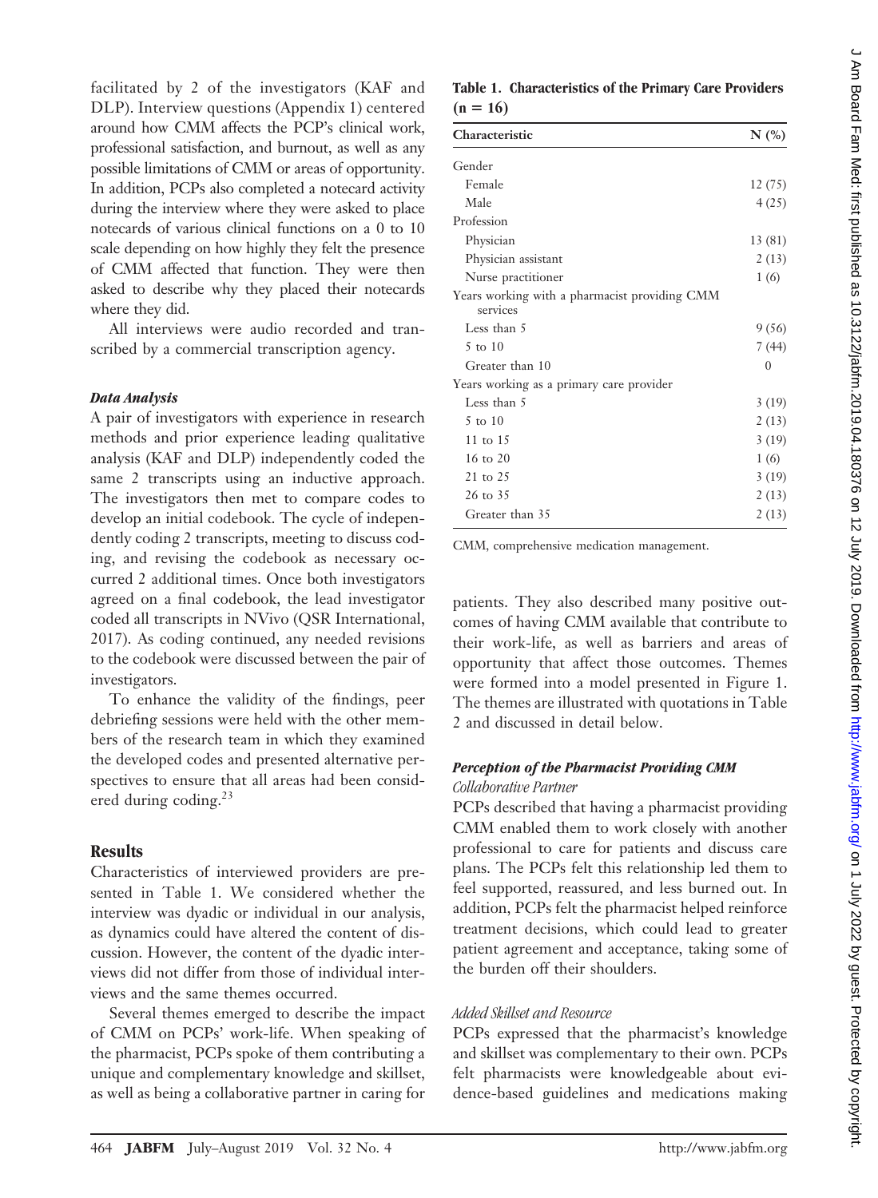facilitated by 2 of the investigators (KAF and DLP). Interview questions (Appendix 1) centered around how CMM affects the PCP's clinical work, professional satisfaction, and burnout, as well as any possible limitations of CMM or areas of opportunity. In addition, PCPs also completed a notecard activity during the interview where they were asked to place notecards of various clinical functions on a 0 to 10 scale depending on how highly they felt the presence of CMM affected that function. They were then asked to describe why they placed their notecards where they did.

All interviews were audio recorded and transcribed by a commercial transcription agency.

### *Data Analysis*

A pair of investigators with experience in research methods and prior experience leading qualitative analysis (KAF and DLP) independently coded the same 2 transcripts using an inductive approach. The investigators then met to compare codes to develop an initial codebook. The cycle of independently coding 2 transcripts, meeting to discuss coding, and revising the codebook as necessary occurred 2 additional times. Once both investigators agreed on a final codebook, the lead investigator coded all transcripts in NVivo (QSR International, 2017). As coding continued, any needed revisions to the codebook were discussed between the pair of investigators.

To enhance the validity of the findings, peer debriefing sessions were held with the other members of the research team in which they examined the developed codes and presented alternative perspectives to ensure that all areas had been considered during coding.[23]

## Results

Characteristics of interviewed providers are presented in Table 1. We considered whether the interview was dyadic or individual in our analysis, as dynamics could have altered the content of discussion. However, the content of the dyadic interviews did not differ from those of individual interviews and the same themes occurred.

Several themes emerged to describe the impact of CMM on PCPs' work-life. When speaking of the pharmacist, PCPs spoke of them contributing a unique and complementary knowledge and skillset, as well as being a collaborative partner in caring for patients. They also described many positive outcomes of having CMM available that contribute to their work-life, as well as barriers and areas of opportunity that affect those outcomes. Themes were formed into a model presented in Figure 1. The themes are illustrated with quotations in Table 2 and discussed in detail below.

**Table 1. Characteristics of the Primary Care Providers (n = 16)**

| Characteristic | N (%) |
|---|---|
| Gender | |
| Female | 12 (75) |
| Male | 4 (25) |
| Profession | |
| Physician | 13 (81) |
| Physician assistant | 2 (13) |
| Nurse practitioner | 1 (6) |
| Years working with a pharmacist providing CMM services | |
| Less than 5 | 9 (56) |
| 5 to 10 | 7 (44) |
| Greater than 10 | 0 |
| Years working as a primary care provider | |
| Less than 5 | 3 (19) |
| 5 to 10 | 2 (13) |
| 11 to 15 | 3 (19) |
| 16 to 20 | 1 (6) |
| 21 to 25 | 3 (19) |
| 26 to 35 | 2 (13) |
| Greater than 35 | 2 (13) |

CMM, comprehensive medication management.

### *Perception of the Pharmacist Providing CMM*

*Collaborative Partner*

PCPs described that having a pharmacist providing CMM enabled them to work closely with another professional to care for patients and discuss care plans. The PCPs felt this relationship led them to feel supported, reassured, and less burned out. In addition, PCPs felt the pharmacist helped reinforce treatment decisions, which could lead to greater patient agreement and acceptance, taking some of the burden off their shoulders.

*Added Skillset and Resource*

PCPs expressed that the pharmacist's knowledge and skillset was complementary to their own. PCPs felt pharmacists were knowledgeable about evidence-based guidelines and medications making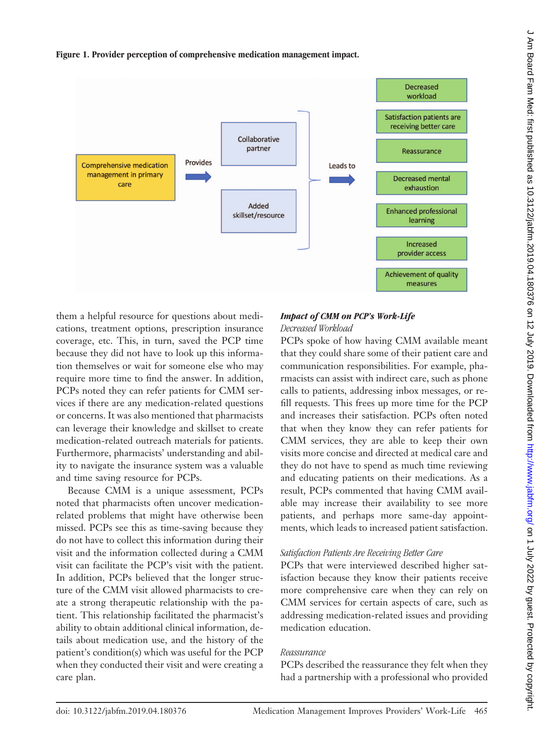**Figure 1. Provider perception of comprehensive medication management impact.**

them a helpful resource for questions about medications, treatment options, prescription insurance coverage, etc. This, in turn, saved the PCP time because they did not have to look up this information themselves or wait for someone else who may require more time to find the answer. In addition, PCPs noted they can refer patients for CMM services if there are any medication-related questions or concerns. It was also mentioned that pharmacists can leverage their knowledge and skillset to create medication-related outreach materials for patients. Furthermore, pharmacists' understanding and ability to navigate the insurance system was a valuable and time saving resource for PCPs.

Because CMM is a unique assessment, PCPs noted that pharmacists often uncover medication-related problems that might have otherwise been missed. PCPs see this as time-saving because they do not have to collect this information during their visit and the information collected during a CMM visit can facilitate the PCP's visit with the patient. In addition, PCPs believed that the longer structure of the CMM visit allowed pharmacists to create a strong therapeutic relationship with the patient. This relationship facilitated the pharmacist's ability to obtain additional clinical information, details about medication use, and the history of the patient's condition(s) which was useful for the PCP when they conducted their visit and were creating a care plan.

### *Impact of CMM on PCP's Work-Life*

*Decreased Workload*

PCPs spoke of how having CMM available meant that they could share some of their patient care and communication responsibilities. For example, pharmacists can assist with indirect care, such as phone calls to patients, addressing inbox messages, or refill requests. This frees up more time for the PCP and increases their satisfaction. PCPs often noted that when they know they can refer patients for CMM services, they are able to keep their own visits more concise and directed at medical care and they do not have to spend as much time reviewing and educating patients on their medications. As a result, PCPs commented that having CMM available may increase their availability to see more patients, and perhaps more same-day appointments, which leads to increased patient satisfaction.

*Satisfaction Patients Are Receiving Better Care*

PCPs that were interviewed described higher satisfaction because they know their patients receive more comprehensive care when they can rely on CMM services for certain aspects of care, such as addressing medication-related issues and providing medication education.

*Reassurance*

PCPs described the reassurance they felt when they had a partnership with a professional who provided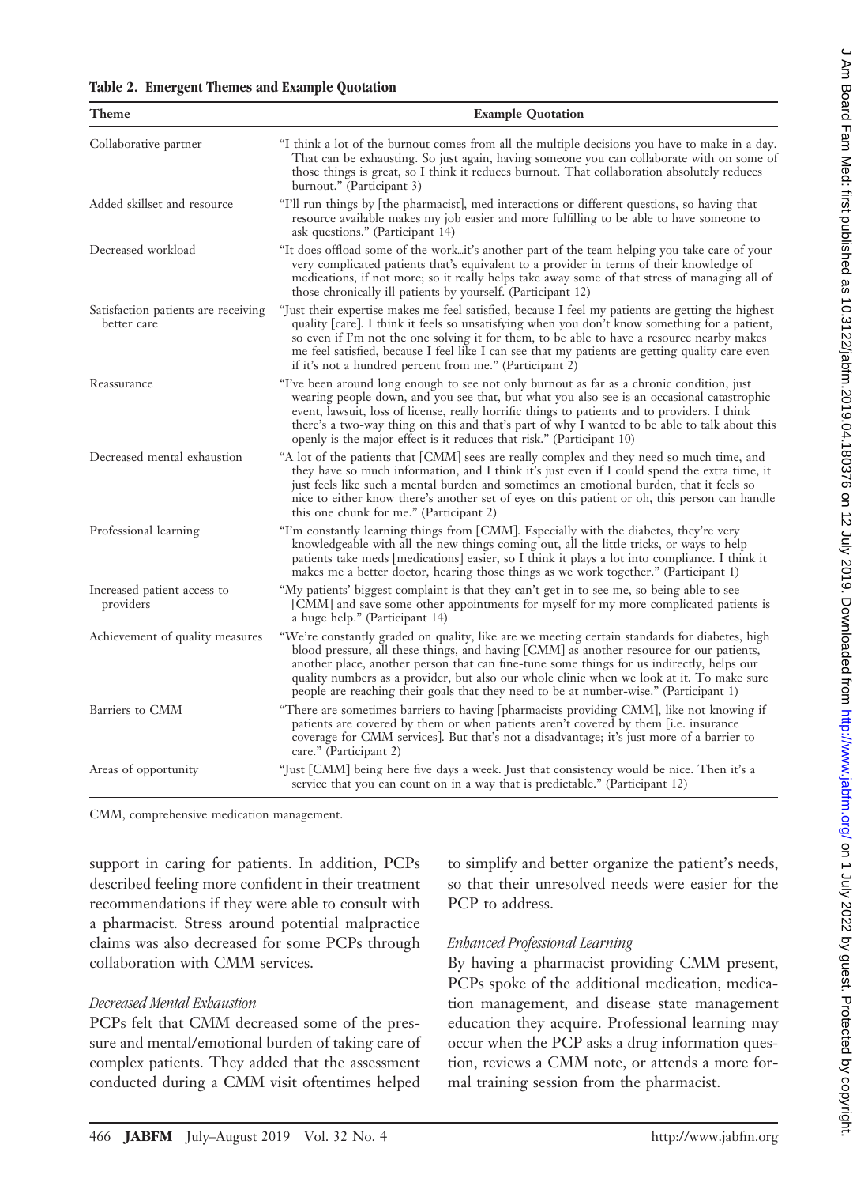**Table 2. Emergent Themes and Example Quotation**

| Theme | Example Quotation |
|---|---|
| Collaborative partner | "I think a lot of the burnout comes from all the multiple decisions you have to make in a day. That can be exhausting. So just again, having someone you can collaborate with on some of those things is great, so I think it reduces burnout. That collaboration absolutely reduces burnout." (Participant 3) |
| Added skillset and resource | "I'll run things by [the pharmacist], med interactions or different questions, so having that resource available makes my job easier and more fulfilling to be able to have someone to ask questions." (Participant 14) |
| Decreased workload | "It does offload some of the work...it's another part of the team helping you take care of your very complicated patients that's equivalent to a provider in terms of their knowledge of medications, if not more; so it really helps take away some of that stress of managing all of those chronically ill patients by yourself. (Participant 12) |
| Satisfaction patients are receiving better care | "Just their expertise makes me feel satisfied, because I feel my patients are getting the highest quality [care]. I think it feels so unsatisfying when you don't know something for a patient, so even if I'm not the one solving it for them, to be able to have a resource nearby makes me feel satisfied, because I feel like I can see that my patients are getting quality care even if it's not a hundred percent from me." (Participant 2) |
| Reassurance | "I've been around long enough to see not only burnout as far as a chronic condition, just wearing people down, and you see that, but what you also see is an occasional catastrophic event, lawsuit, loss of license, really horrific things to patients and to providers. I think there's a two-way thing on this and that's part of why I wanted to be able to talk about this openly is the major effect is it reduces that risk." (Participant 10) |
| Decreased mental exhaustion | "A lot of the patients that [CMM] sees are really complex and they need so much time, and they have so much information, and I think it's just even if I could spend the extra time, it just feels like such a mental burden and sometimes an emotional burden, that it feels so nice to either know there's another set of eyes on this patient or oh, this person can handle this one chunk for me." (Participant 2) |
| Professional learning | "I'm constantly learning things from [CMM]. Especially with the diabetes, they're very knowledgeable with all the new things coming out, all the little tricks, or ways to help patients take meds [medications] easier, so I think it plays a lot into compliance. I think it makes me a better doctor, hearing those things as we work together." (Participant 1) |
| Increased patient access to providers | "My patients' biggest complaint is that they can't get in to see me, so being able to see [CMM] and save some other appointments for myself for my more complicated patients is a huge help." (Participant 14) |
| Achievement of quality measures | "We're constantly graded on quality, like are we meeting certain standards for diabetes, high blood pressure, all these things, and having [CMM] as another resource for our patients, another place, another person that can fine-tune some things for us indirectly, helps our quality numbers as a provider, but also our whole clinic when we look at it. To make sure people are reaching their goals that they need to be at number-wise." (Participant 1) |
| Barriers to CMM | "There are sometimes barriers to having [pharmacists providing CMM], like not knowing if patients are covered by them or when patients aren't covered by them [i.e. insurance coverage for CMM services]. But that's not a disadvantage; it's just more of a barrier to care." (Participant 2) |
| Areas of opportunity | "Just [CMM] being here five days a week. Just that consistency would be nice. Then it's a service that you can count on in a way that is predictable." (Participant 12) |

CMM, comprehensive medication management.

support in caring for patients. In addition, PCPs described feeling more confident in their treatment recommendations if they were able to consult with a pharmacist. Stress around potential malpractice claims was also decreased for some PCPs through collaboration with CMM services.

### *Decreased Mental Exhaustion*

PCPs felt that CMM decreased some of the pressure and mental/emotional burden of taking care of complex patients. They added that the assessment conducted during a CMM visit oftentimes helped to simplify and better organize the patient's needs, so that their unresolved needs were easier for the PCP to address.

### *Enhanced Professional Learning*

By having a pharmacist providing CMM present, PCPs spoke of the additional medication, medication management, and disease state management education they acquire. Professional learning may occur when the PCP asks a drug information question, reviews a CMM note, or attends a more formal training session from the pharmacist.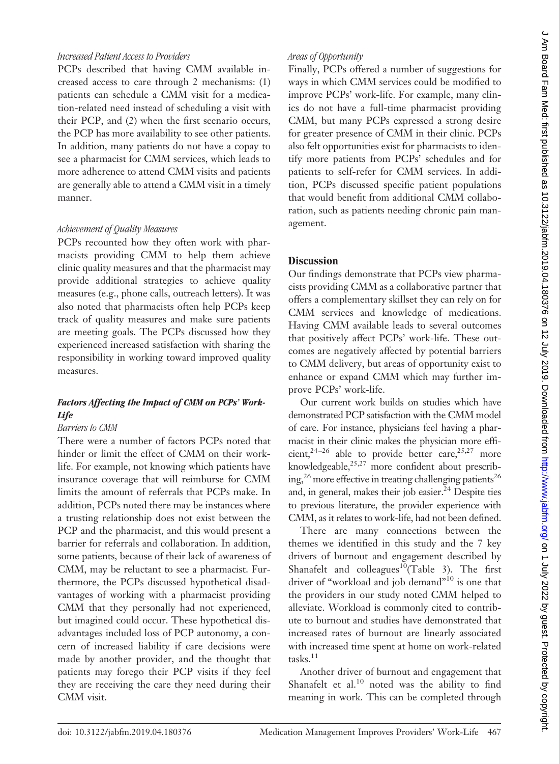*Increased Patient Access to Providers*

PCPs described that having CMM available increased access to care through 2 mechanisms: (1) patients can schedule a CMM visit for a medication-related need instead of scheduling a visit with their PCP, and (2) when the first scenario occurs, the PCP has more availability to see other patients. In addition, many patients do not have a copay to see a pharmacist for CMM services, which leads to more adherence to attend CMM visits and patients are generally able to attend a CMM visit in a timely manner.

*Achievement of Quality Measures*

PCPs recounted how they often work with pharmacists providing CMM to help them achieve clinic quality measures and that the pharmacist may provide additional strategies to achieve quality measures (e.g., phone calls, outreach letters). It was also noted that pharmacists often help PCPs keep track of quality measures and make sure patients are meeting goals. The PCPs discussed how they experienced increased satisfaction with sharing the responsibility in working toward improved quality measures.

#### *Factors Affecting the Impact of CMM on PCPs' Work-Life*

*Barriers to CMM*

There were a number of factors PCPs noted that hinder or limit the effect of CMM on their work-life. For example, not knowing which patients have insurance coverage that will reimburse for CMM limits the amount of referrals that PCPs make. In addition, PCPs noted there may be instances where a trusting relationship does not exist between the PCP and the pharmacist, and this would present a barrier for referrals and collaboration. In addition, some patients, because of their lack of awareness of CMM, may be reluctant to see a pharmacist. Furthermore, the PCPs discussed hypothetical disadvantages of working with a pharmacist providing CMM that they personally had not experienced, but imagined could occur. These hypothetical disadvantages included loss of PCP autonomy, a concern of increased liability if care decisions were made by another provider, and the thought that patients may forego their PCP visits if they feel they are receiving the care they need during their CMM visit.

*Areas of Opportunity*

Finally, PCPs offered a number of suggestions for ways in which CMM services could be modified to improve PCPs' work-life. For example, many clinics do not have a full-time pharmacist providing CMM, but many PCPs expressed a strong desire for greater presence of CMM in their clinic. PCPs also felt opportunities exist for pharmacists to identify more patients from PCPs' schedules and for patients to self-refer for CMM services. In addition, PCPs discussed specific patient populations that would benefit from additional CMM collaboration, such as patients needing chronic pain management.

## Discussion

Our findings demonstrate that PCPs view pharmacists providing CMM as a collaborative partner that offers a complementary skillset they can rely on for CMM services and knowledge of medications. Having CMM available leads to several outcomes that positively affect PCPs' work-life. These outcomes are negatively affected by potential barriers to CMM delivery, but areas of opportunity exist to enhance or expand CMM which may further improve PCPs' work-life.

Our current work builds on studies which have demonstrated PCP satisfaction with the CMM model of care. For instance, physicians feel having a pharmacist in their clinic makes the physician more efficient,[24–26] able to provide better care,[25,27] more knowledgeable,[25,27] more confident about prescribing,[26] more effective in treating challenging patients[26] and, in general, makes their job easier.[24] Despite ties to previous literature, the provider experience with CMM, as it relates to work-life, had not been defined.

There are many connections between the themes we identified in this study and the 7 key drivers of burnout and engagement described by Shanafelt and colleagues[10] (Table 3). The first driver of "workload and job demand"[10] is one that the providers in our study noted CMM helped to alleviate. Workload is commonly cited to contribute to burnout and studies have demonstrated that increased rates of burnout are linearly associated with increased time spent at home on work-related tasks.[11]

Another driver of burnout and engagement that Shanafelt et al.[10] noted was the ability to find meaning in work. This can be completed through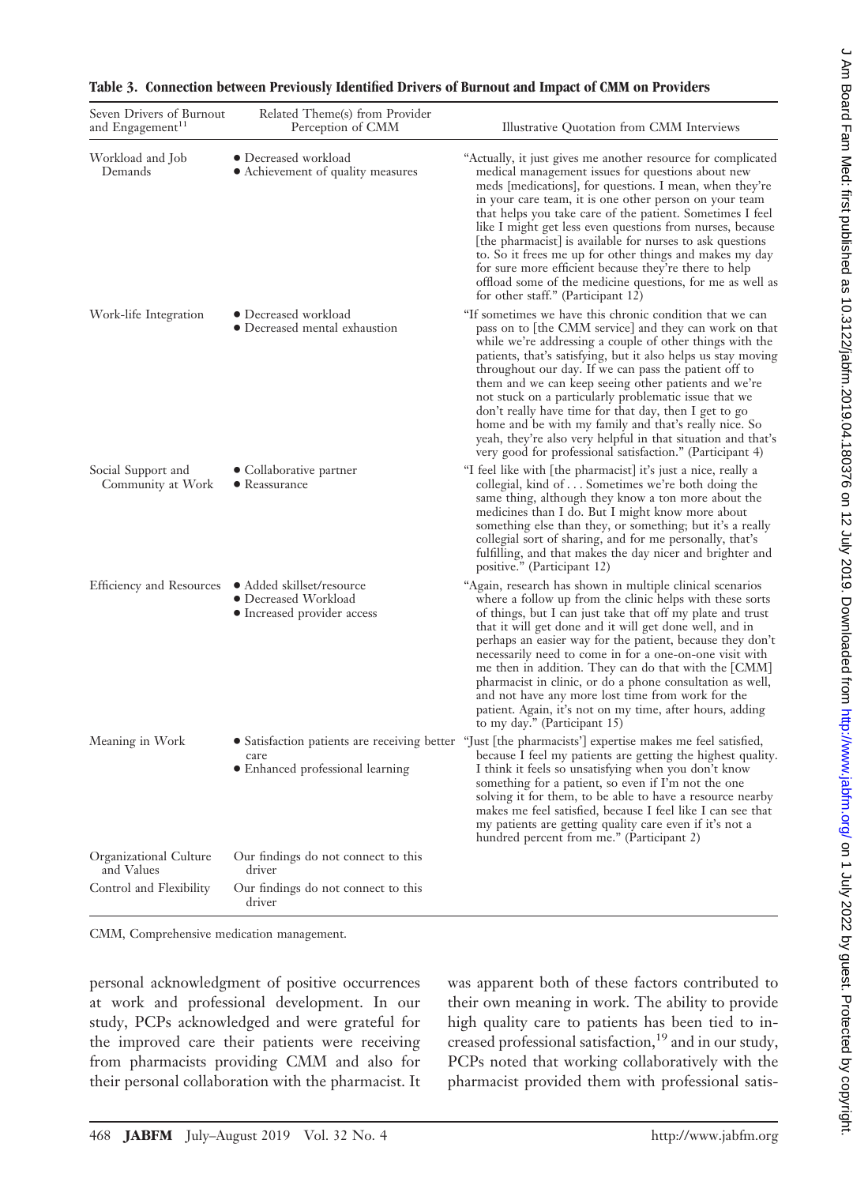**Table 3. Connection between Previously Identified Drivers of Burnout and Impact of CMM on Providers**

| Seven Drivers of Burnout and Engagement[11] | Related Theme(s) from Provider Perception of CMM | Illustrative Quotation from CMM Interviews |
|---|---|---|
| Workload and Job Demands | • Decreased workload<br>• Achievement of quality measures | "Actually, it just gives me another resource for complicated medical management issues for questions about new meds [medications], for questions. I mean, when they're in your care team, it is one other person on your team that helps you take care of the patient. Sometimes I feel like I might get less even questions from nurses, because [the pharmacist] is available for nurses to ask questions to. So it frees me up for other things and makes my day for sure more efficient because they're there to help offload some of the medicine questions, for me as well as for other staff." (Participant 12) |
| Work-life Integration | • Decreased workload<br>• Decreased mental exhaustion | "If sometimes we have this chronic condition that we can pass on to [the CMM service] and they can work on that while we're addressing a couple of other things with the patients, that's satisfying, but it also helps us stay moving throughout our day. If we can pass the patient off to them and we can keep seeing other patients and we're not stuck on a particularly problematic issue that we don't really have time for that day, then I get to go home and be with my family and that's really nice. So yeah, they're also very helpful in that situation and that's very good for professional satisfaction." (Participant 4) |
| Social Support and Community at Work | • Collaborative partner<br>• Reassurance | "I feel like with [the pharmacist] it's just a nice, really a collegial, kind of . . . Sometimes we're both doing the same thing, although they know a ton more about the medicines than I do. But I might know more about something else than they, or something; but it's a really collegial sort of sharing, and for me personally, that's fulfilling, and that makes the day nicer and brighter and positive." (Participant 12) |
| Efficiency and Resources | • Added skillset/resource<br>• Decreased Workload<br>• Increased provider access | "Again, research has shown in multiple clinical scenarios where a follow up from the clinic helps with these sorts of things, but I can just take that off my plate and trust that it will get done and it will get done well, and in perhaps an easier way for the patient, because they don't necessarily need to come in for a one-on-one visit with me then in addition. They can do that with the [CMM] pharmacist in clinic, or do a phone consultation as well, and not have any more lost time from work for the patient. Again, it's not on my time, after hours, adding to my day." (Participant 15) |
| Meaning in Work | • Satisfaction patients are receiving better care<br>• Enhanced professional learning | "Just [the pharmacists'] expertise makes me feel satisfied, because I feel my patients are getting the highest quality. I think it feels so unsatisfying when you don't know something for a patient, so even if I'm not the one solving it for them, to be able to have a resource nearby makes me feel satisfied, because I feel like I can see that my patients are getting quality care even if it's not a hundred percent from me." (Participant 2) |
| Organizational Culture and Values | Our findings do not connect to this driver | |
| Control and Flexibility | Our findings do not connect to this driver | |

CMM, Comprehensive medication management.

personal acknowledgment of positive occurrences at work and professional development. In our study, PCPs acknowledged and were grateful for the improved care their patients were receiving from pharmacists providing CMM and also for their personal collaboration with the pharmacist. It was apparent both of these factors contributed to their own meaning in work. The ability to provide high quality care to patients has been tied to increased professional satisfaction,[19] and in our study, PCPs noted that working collaboratively with the pharmacist provided them with professional satis-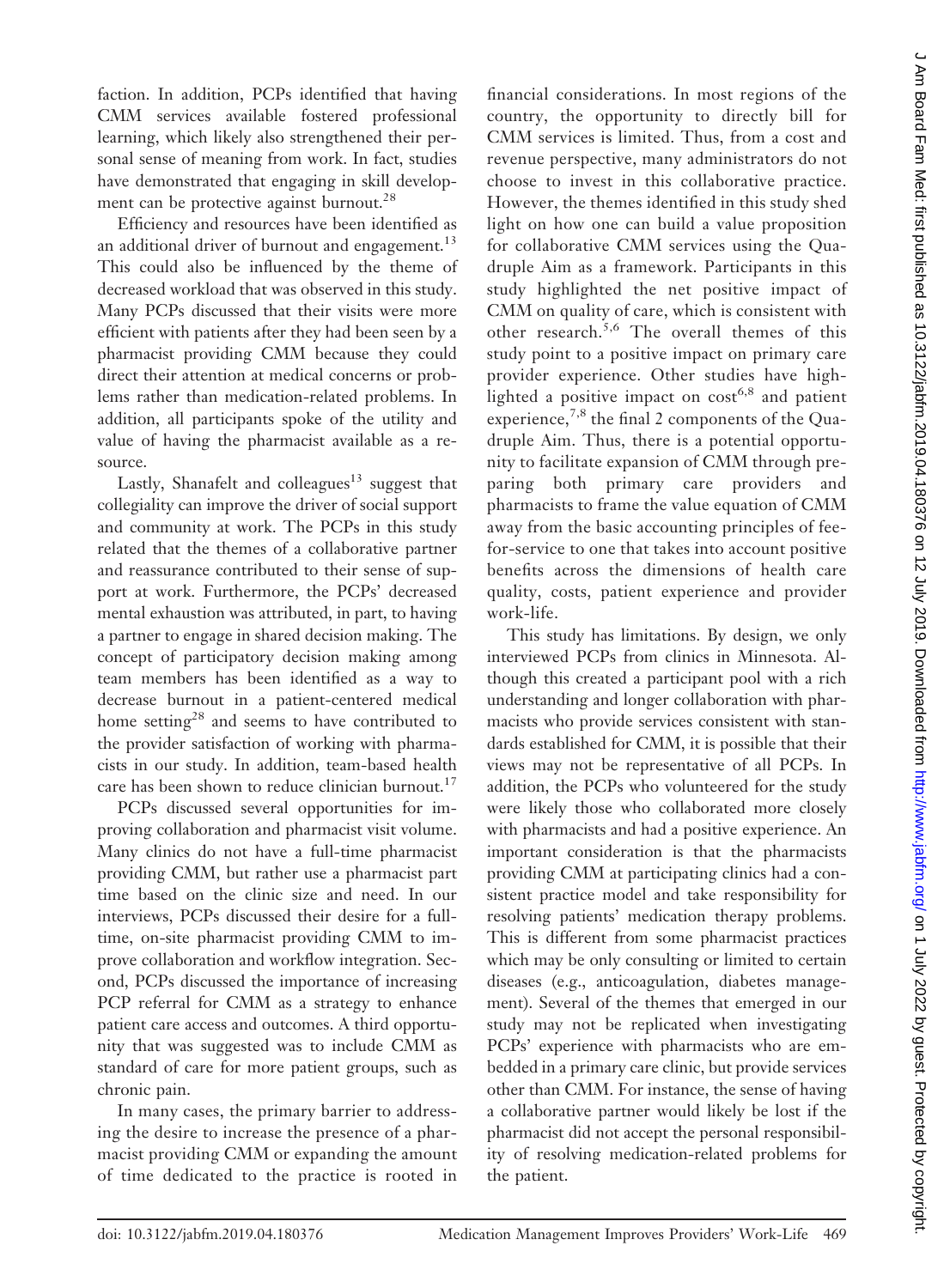faction. In addition, PCPs identified that having CMM services available fostered professional learning, which likely also strengthened their personal sense of meaning from work. In fact, studies have demonstrated that engaging in skill development can be protective against burnout.[28]

Efficiency and resources have been identified as an additional driver of burnout and engagement.[13] This could also be influenced by the theme of decreased workload that was observed in this study. Many PCPs discussed that their visits were more efficient with patients after they had been seen by a pharmacist providing CMM because they could direct their attention at medical concerns or problems rather than medication-related problems. In addition, all participants spoke of the utility and value of having the pharmacist available as a resource.

Lastly, Shanafelt and colleagues[13] suggest that collegiality can improve the driver of social support and community at work. The PCPs in this study related that the themes of a collaborative partner and reassurance contributed to their sense of support at work. Furthermore, the PCPs' decreased mental exhaustion was attributed, in part, to having a partner to engage in shared decision making. The concept of participatory decision making among team members has been identified as a way to decrease burnout in a patient-centered medical home setting[28] and seems to have contributed to the provider satisfaction of working with pharmacists in our study. In addition, team-based health care has been shown to reduce clinician burnout.[17]

PCPs discussed several opportunities for improving collaboration and pharmacist visit volume. Many clinics do not have a full-time pharmacist providing CMM, but rather use a pharmacist part time based on the clinic size and need. In our interviews, PCPs discussed their desire for a full-time, on-site pharmacist providing CMM to improve collaboration and workflow integration. Second, PCPs discussed the importance of increasing PCP referral for CMM as a strategy to enhance patient care access and outcomes. A third opportunity that was suggested was to include CMM as standard of care for more patient groups, such as chronic pain.

In many cases, the primary barrier to addressing the desire to increase the presence of a pharmacist providing CMM or expanding the amount of time dedicated to the practice is rooted in financial considerations. In most regions of the country, the opportunity to directly bill for CMM services is limited. Thus, from a cost and revenue perspective, many administrators do not choose to invest in this collaborative practice. However, the themes identified in this study shed light on how one can build a value proposition for collaborative CMM services using the Quadruple Aim as a framework. Participants in this study highlighted the net positive impact of CMM on quality of care, which is consistent with other research.[5,6] The overall themes of this study point to a positive impact on primary care provider experience. Other studies have highlighted a positive impact on cost[6,8] and patient experience,[7,8] the final 2 components of the Quadruple Aim. Thus, there is a potential opportunity to facilitate expansion of CMM through preparing both primary care providers and pharmacists to frame the value equation of CMM away from the basic accounting principles of fee-for-service to one that takes into account positive benefits across the dimensions of health care quality, costs, patient experience and provider work-life.

This study has limitations. By design, we only interviewed PCPs from clinics in Minnesota. Although this created a participant pool with a rich understanding and longer collaboration with pharmacists who provide services consistent with standards established for CMM, it is possible that their views may not be representative of all PCPs. In addition, the PCPs who volunteered for the study were likely those who collaborated more closely with pharmacists and had a positive experience. An important consideration is that the pharmacists providing CMM at participating clinics had a consistent practice model and take responsibility for resolving patients' medication therapy problems. This is different from some pharmacist practices which may be only consulting or limited to certain diseases (e.g., anticoagulation, diabetes management). Several of the themes that emerged in our study may not be replicated when investigating PCPs' experience with pharmacists who are embedded in a primary care clinic, but provide services other than CMM. For instance, the sense of having a collaborative partner would likely be lost if the pharmacist did not accept the personal responsibility of resolving medication-related problems for the patient.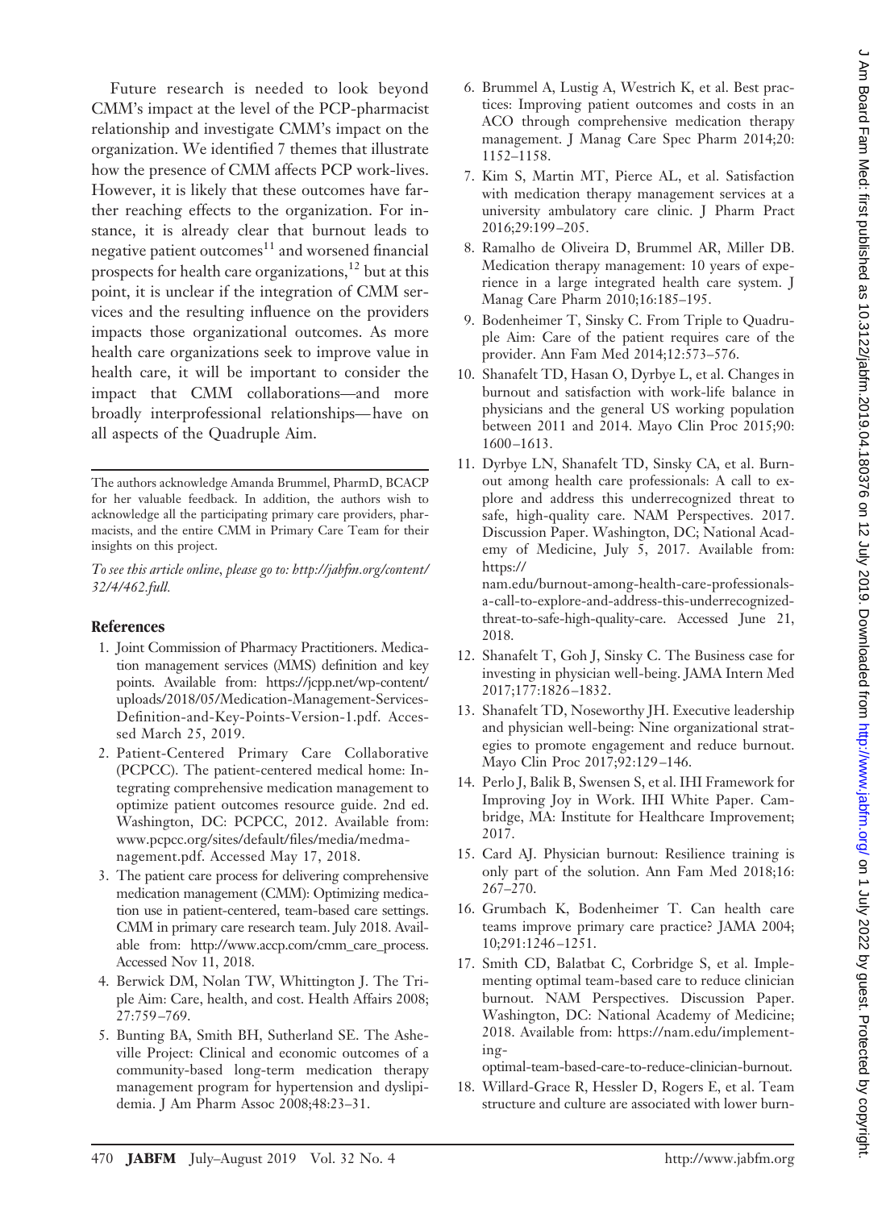Future research is needed to look beyond CMM's impact at the level of the PCP-pharmacist relationship and investigate CMM's impact on the organization. We identified 7 themes that illustrate how the presence of CMM affects PCP work-lives. However, it is likely that these outcomes have farther reaching effects to the organization. For instance, it is already clear that burnout leads to negative patient outcomes[11] and worsened financial prospects for health care organizations,[12] but at this point, it is unclear if the integration of CMM services and the resulting influence on the providers impacts those organizational outcomes. As more health care organizations seek to improve value in health care, it will be important to consider the impact that CMM collaborations—and more broadly interprofessional relationships—have on all aspects of the Quadruple Aim.

---

The authors acknowledge Amanda Brummel, PharmD, BCACP for her valuable feedback. In addition, the authors wish to acknowledge all the participating primary care providers, pharmacists, and the entire CMM in Primary Care Team for their insights on this project.

*To see this article online, please go to: http://jabfm.org/content/32/4/462.full.*

## References

1. Joint Commission of Pharmacy Practitioners. Medication management services (MMS) definition and key points. Available from: https://jcpp.net/wp-content/uploads/2018/05/Medication-Management-Services-Definition-and-Key-Points-Version-1.pdf. Accessed March 25, 2019.
2. Patient-Centered Primary Care Collaborative (PCPCC). The patient-centered medical home: Integrating comprehensive medication management to optimize patient outcomes resource guide. 2nd ed. Washington, DC: PCPCC, 2012. Available from: www.pcpcc.org/sites/default/files/media/medmanagement.pdf. Accessed May 17, 2018.
3. The patient care process for delivering comprehensive medication management (CMM): Optimizing medication use in patient-centered, team-based care settings. CMM in primary care research team. July 2018. Available from: http://www.accp.com/cmm_care_process. Accessed Nov 11, 2018.
4. Berwick DM, Nolan TW, Whittington J. The Triple Aim: Care, health, and cost. Health Affairs 2008; 27:759–769.
5. Bunting BA, Smith BH, Sutherland SE. The Asheville Project: Clinical and economic outcomes of a community-based long-term medication therapy management program for hypertension and dyslipidemia. J Am Pharm Assoc 2008;48:23–31.
6. Brummel A, Lustig A, Westrich K, et al. Best practices: Improving patient outcomes and costs in an ACO through comprehensive medication therapy management. J Manag Care Spec Pharm 2014;20: 1152–1158.
7. Kim S, Martin MT, Pierce AL, et al. Satisfaction with medication therapy management services at a university ambulatory care clinic. J Pharm Pract 2016;29:199–205.
8. Ramalho de Oliveira D, Brummel AR, Miller DB. Medication therapy management: 10 years of experience in a large integrated health care system. J Manag Care Pharm 2010;16:185–195.
9. Bodenheimer T, Sinsky C. From Triple to Quadruple Aim: Care of the patient requires care of the provider. Ann Fam Med 2014;12:573–576.
10. Shanafelt TD, Hasan O, Dyrbye L, et al. Changes in burnout and satisfaction with work-life balance in physicians and the general US working population between 2011 and 2014. Mayo Clin Proc 2015;90: 1600–1613.
11. Dyrbye LN, Shanafelt TD, Sinsky CA, et al. Burnout among health care professionals: A call to explore and address this underrecognized threat to safe, high-quality care. NAM Perspectives. 2017. Discussion Paper. Washington, DC; National Academy of Medicine, July 5, 2017. Available from: https://nam.edu/burnout-among-health-care-professionals-a-call-to-explore-and-address-this-underrecognized-threat-to-safe-high-quality-care. Accessed June 21, 2018.
12. Shanafelt T, Goh J, Sinsky C. The Business case for investing in physician well-being. JAMA Intern Med 2017;177:1826–1832.
13. Shanafelt TD, Noseworthy JH. Executive leadership and physician well-being: Nine organizational strategies to promote engagement and reduce burnout. Mayo Clin Proc 2017;92:129–146.
14. Perlo J, Balik B, Swensen S, et al. IHI Framework for Improving Joy in Work. IHI White Paper. Cambridge, MA: Institute for Healthcare Improvement; 2017.
15. Card AJ. Physician burnout: Resilience training is only part of the solution. Ann Fam Med 2018;16: 267–270.
16. Grumbach K, Bodenheimer T. Can health care teams improve primary care practice? JAMA 2004; 10;291:1246–1251.
17. Smith CD, Balatbat C, Corbridge S, et al. Implementing optimal team-based care to reduce clinician burnout. NAM Perspectives. Discussion Paper. Washington, DC: National Academy of Medicine; 2018. Available from: https://nam.edu/implementing-optimal-team-based-care-to-reduce-clinician-burnout.
18. Willard-Grace R, Hessler D, Rogers E, et al. Team structure and culture are associated with lower burn-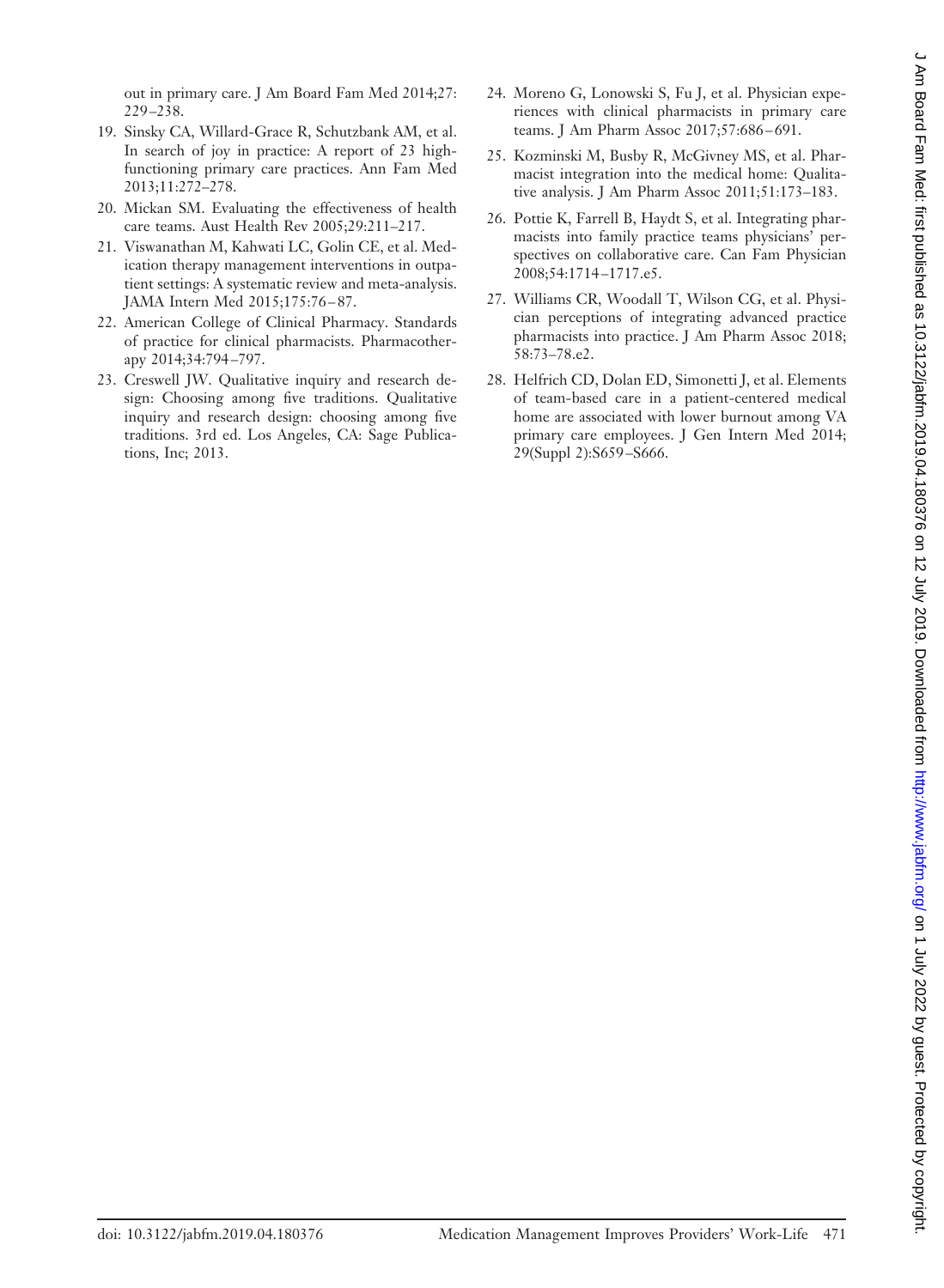out in primary care. J Am Board Fam Med 2014;27: 229–238.

19. Sinsky CA, Willard-Grace R, Schutzbank AM, et al. In search of joy in practice: A report of 23 high-functioning primary care practices. Ann Fam Med 2013;11:272–278.
20. Mickan SM. Evaluating the effectiveness of health care teams. Aust Health Rev 2005;29:211–217.
21. Viswanathan M, Kahwati LC, Golin CE, et al. Medication therapy management interventions in outpatient settings: A systematic review and meta-analysis. JAMA Intern Med 2015;175:76–87.
22. American College of Clinical Pharmacy. Standards of practice for clinical pharmacists. Pharmacotherapy 2014;34:794–797.
23. Creswell JW. Qualitative inquiry and research design: Choosing among five traditions. Qualitative inquiry and research design: choosing among five traditions. 3rd ed. Los Angeles, CA: Sage Publications, Inc; 2013.
24. Moreno G, Lonowski S, Fu J, et al. Physician experiences with clinical pharmacists in primary care teams. J Am Pharm Assoc 2017;57:686–691.
25. Kozminski M, Busby R, McGivney MS, et al. Pharmacist integration into the medical home: Qualitative analysis. J Am Pharm Assoc 2011;51:173–183.
26. Pottie K, Farrell B, Haydt S, et al. Integrating pharmacists into family practice teams physicians' perspectives on collaborative care. Can Fam Physician 2008;54:1714–1717.e5.
27. Williams CR, Woodall T, Wilson CG, et al. Physician perceptions of integrating advanced practice pharmacists into practice. J Am Pharm Assoc 2018; 58:73–78.e2.
28. Helfrich CD, Dolan ED, Simonetti J, et al. Elements of team-based care in a patient-centered medical home are associated with lower burnout among VA primary care employees. J Gen Intern Med 2014; 29(Suppl 2):S659–S666.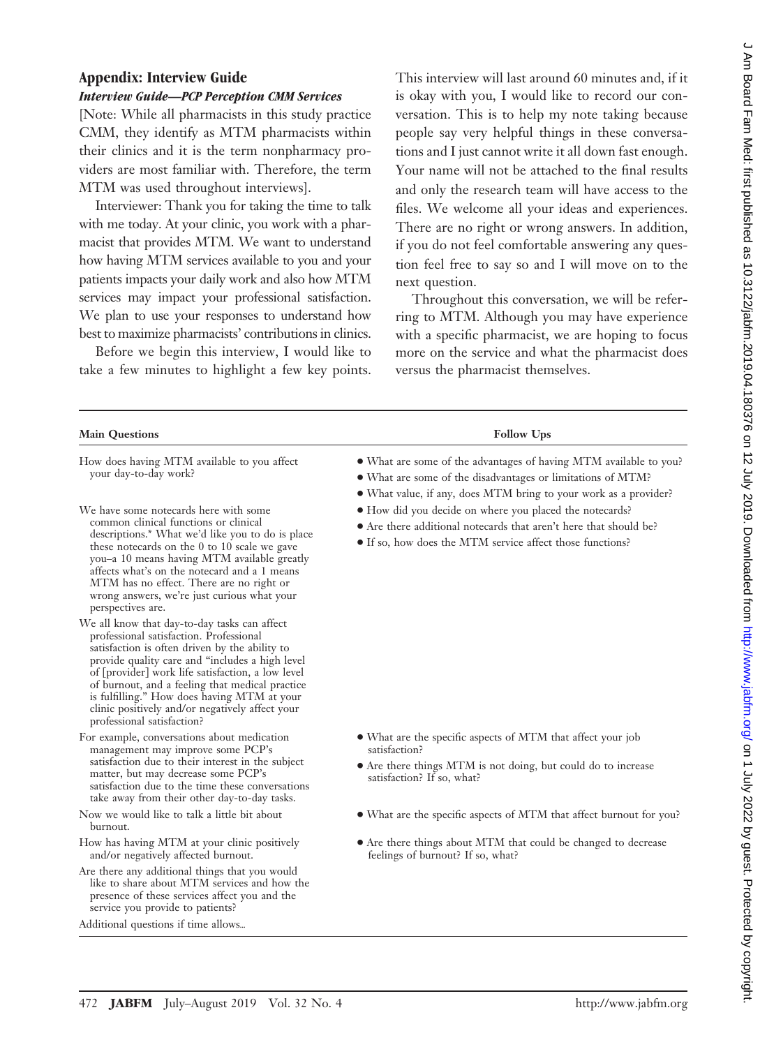## Appendix: Interview Guide

### Interview Guide—PCP Perception CMM Services

[Note: While all pharmacists in this study practice CMM, they identify as MTM pharmacists within their clinics and it is the term nonpharmacy providers are most familiar with. Therefore, the term MTM was used throughout interviews].

Interviewer: Thank you for taking the time to talk with me today. At your clinic, you work with a pharmacist that provides MTM. We want to understand how having MTM services available to you and your patients impacts your daily work and also how MTM services may impact your professional satisfaction. We plan to use your responses to understand how best to maximize pharmacists' contributions in clinics.

Before we begin this interview, I would like to take a few minutes to highlight a few key points. This interview will last around 60 minutes and, if it is okay with you, I would like to record our conversation. This is to help my note taking because people say very helpful things in these conversations and I just cannot write it all down fast enough. Your name will not be attached to the final results and only the research team will have access to the files. We welcome all your ideas and experiences. There are no right or wrong answers. In addition, if you do not feel comfortable answering any question feel free to say so and I will move on to the next question.

Throughout this conversation, we will be referring to MTM. Although you may have experience with a specific pharmacist, we are hoping to focus more on the service and what the pharmacist does versus the pharmacist themselves.

| Main Questions | Follow Ups |
|---|---|
| How does having MTM available to you affect your day-to-day work? | • What are some of the advantages of having MTM available to you?<br>• What are some of the disadvantages or limitations of MTM?<br>• What value, if any, does MTM bring to your work as a provider? |
| We have some notecards here with some common clinical functions or clinical descriptions.* What we'd like you to do is place these notecards on the 0 to 10 scale we gave you–a 10 means having MTM available greatly affects what's on the notecard and a 1 means MTM has no effect. There are no right or wrong answers, we're just curious what your perspectives are. | • How did you decide on where you placed the notecards?<br>• Are there additional notecards that aren't here that should be?<br>• If so, how does the MTM service affect those functions? |
| We all know that day-to-day tasks can affect professional satisfaction. Professional satisfaction is often driven by the ability to provide quality care and "includes a high level of [provider] work life satisfaction, a low level of burnout, and a feeling that medical practice is fulfilling." How does having MTM at your clinic positively and/or negatively affect your professional satisfaction? | |
| For example, conversations about medication management may improve some PCP's satisfaction due to their interest in the subject matter, but may decrease some PCP's satisfaction due to the time these conversations take away from their other day-to-day tasks. | • What are the specific aspects of MTM that affect your job satisfaction?<br>• Are there things MTM is not doing, but could do to increase satisfaction? If so, what? |
| Now we would like to talk a little bit about burnout. | • What are the specific aspects of MTM that affect burnout for you? |
| How has having MTM at your clinic positively and/or negatively affected burnout. | • Are there things about MTM that could be changed to decrease feelings of burnout? If so, what? |
| Are there any additional things that you would like to share about MTM services and how the presence of these services affect you and the service you provide to patients? | |
| Additional questions if time allows... | |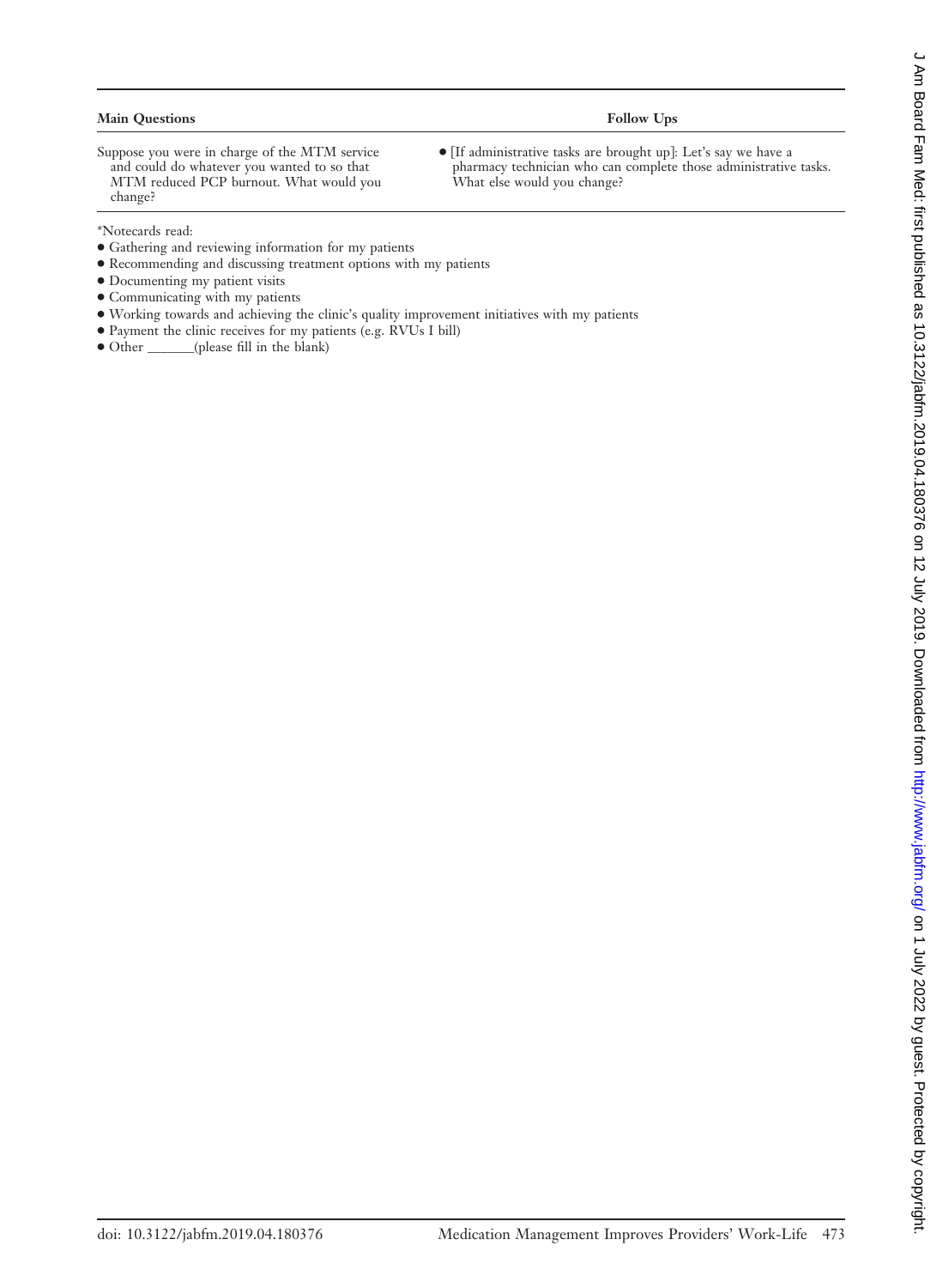| Main Questions | Follow Ups |
|---|---|
| Suppose you were in charge of the MTM service and could do whatever you wanted to so that MTM reduced PCP burnout. What would you change? | • [If administrative tasks are brought up]: Let's say we have a pharmacy technician who can complete those administrative tasks. What else would you change? |

*Notecards read:

- Gathering and reviewing information for my patients
- Recommending and discussing treatment options with my patients
- Documenting my patient visits
- Communicating with my patients
- Working towards and achieving the clinic's quality improvement initiatives with my patients
- Payment the clinic receives for my patients (e.g. RVUs I bill)
- Other _______(please fill in the blank)